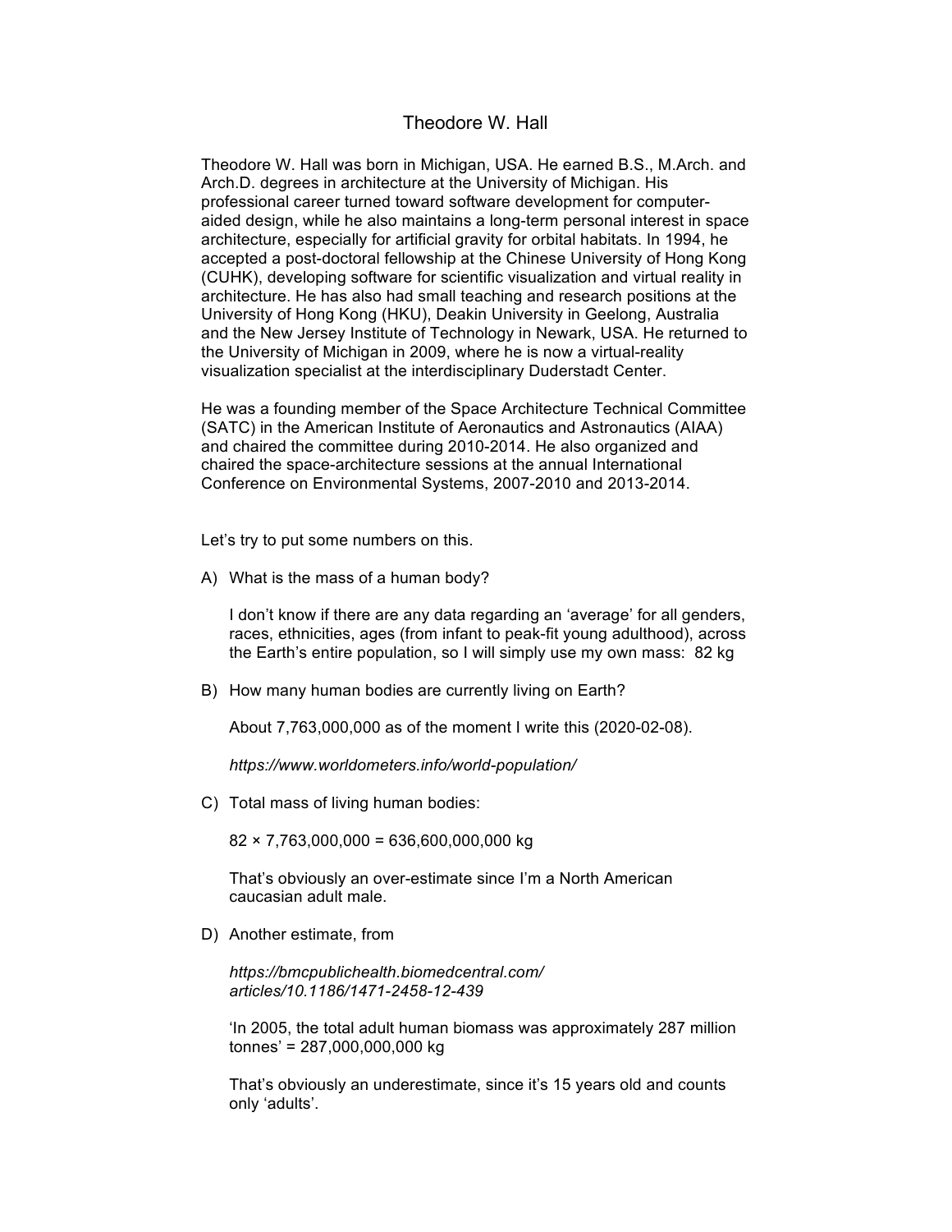# Theodore W. Hall

Theodore W. Hall was born in Michigan, USA. He earned B.S., M.Arch. and Arch.D. degrees in architecture at the University of Michigan. His professional career turned toward software development for computer-aided design, while he also maintains a long-term personal interest in space architecture, especially for artificial gravity for orbital habitats. In 1994, he accepted a post-doctoral fellowship at the Chinese University of Hong Kong (CUHK), developing software for scientific visualization and virtual reality in architecture. He has also had small teaching and research positions at the University of Hong Kong (HKU), Deakin University in Geelong, Australia and the New Jersey Institute of Technology in Newark, USA. He returned to the University of Michigan in 2009, where he is now a virtual-reality visualization specialist at the interdisciplinary Duderstadt Center.

He was a founding member of the Space Architecture Technical Committee (SATC) in the American Institute of Aeronautics and Astronautics (AIAA) and chaired the committee during 2010-2014. He also organized and chaired the space-architecture sessions at the annual International Conference on Environmental Systems, 2007-2010 and 2013-2014.

Let's try to put some numbers on this.

A) What is the mass of a human body?

   I don't know if there are any data regarding an 'average' for all genders, races, ethnicities, ages (from infant to peak-fit young adulthood), across the Earth's entire population, so I will simply use my own mass: 82 kg

B) How many human bodies are currently living on Earth?

   About 7,763,000,000 as of the moment I write this (2020-02-08).

   *https://www.worldometers.info/world-population/*

C) Total mass of living human bodies:

   82 × 7,763,000,000 = 636,600,000,000 kg

   That's obviously an over-estimate since I'm a North American caucasian adult male.

D) Another estimate, from

   *https://bmcpublichealth.biomedcentral.com/articles/10.1186/1471-2458-12-439*

   'In 2005, the total adult human biomass was approximately 287 million tonnes' = 287,000,000,000 kg

   That's obviously an underestimate, since it's 15 years old and counts only 'adults'.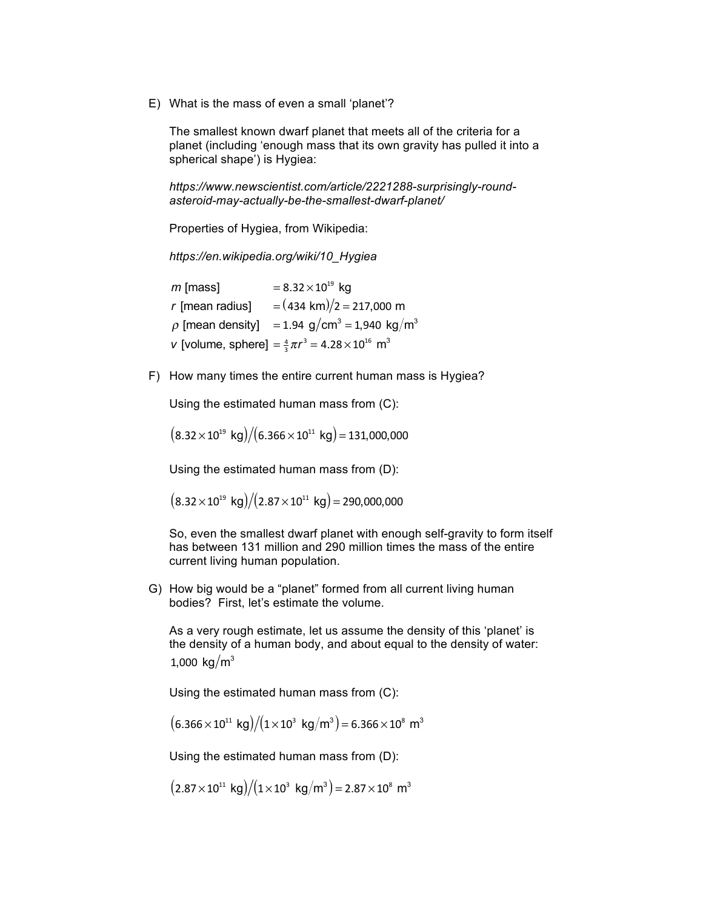E) What is the mass of even a small 'planet'?

The smallest known dwarf planet that meets all of the criteria for a planet (including 'enough mass that its own gravity has pulled it into a spherical shape') is Hygiea:

*https://www.newscientist.com/article/2221288-surprisingly-round-asteroid-may-actually-be-the-smallest-dwarf-planet/*

Properties of Hygiea, from Wikipedia:

*https://en.wikipedia.org/wiki/10_Hygiea*

$m$ [mass] $= 8.32 \times 10^{19}$ kg
$r$ [mean radius] $= (434 \text{ km})/2 = 217{,}000$ m
$\rho$ [mean density] $= 1.94 \text{ g/cm}^3 = 1{,}940 \text{ kg/m}^3$
$v$ [volume, sphere] $= \frac{4}{3}\pi r^3 = 4.28 \times 10^{16} \text{ m}^3$

F) How many times the entire current human mass is Hygiea?

Using the estimated human mass from (C):

$$(8.32 \times 10^{19} \text{ kg})/(6.366 \times 10^{11} \text{ kg}) = 131{,}000{,}000$$

Using the estimated human mass from (D):

$$(8.32 \times 10^{19} \text{ kg})/(2.87 \times 10^{11} \text{ kg}) = 290{,}000{,}000$$

So, even the smallest dwarf planet with enough self-gravity to form itself has between 131 million and 290 million times the mass of the entire current living human population.

G) How big would be a "planet" formed from all current living human bodies? First, let's estimate the volume.

As a very rough estimate, let us assume the density of this 'planet' is the density of a human body, and about equal to the density of water: $1{,}000 \text{ kg/m}^3$

Using the estimated human mass from (C):

$$(6.366 \times 10^{11} \text{ kg})/(1 \times 10^{3} \text{ kg/m}^3) = 6.366 \times 10^{8} \text{ m}^3$$

Using the estimated human mass from (D):

$$(2.87 \times 10^{11} \text{ kg})/(1 \times 10^{3} \text{ kg/m}^3) = 2.87 \times 10^{8} \text{ m}^3$$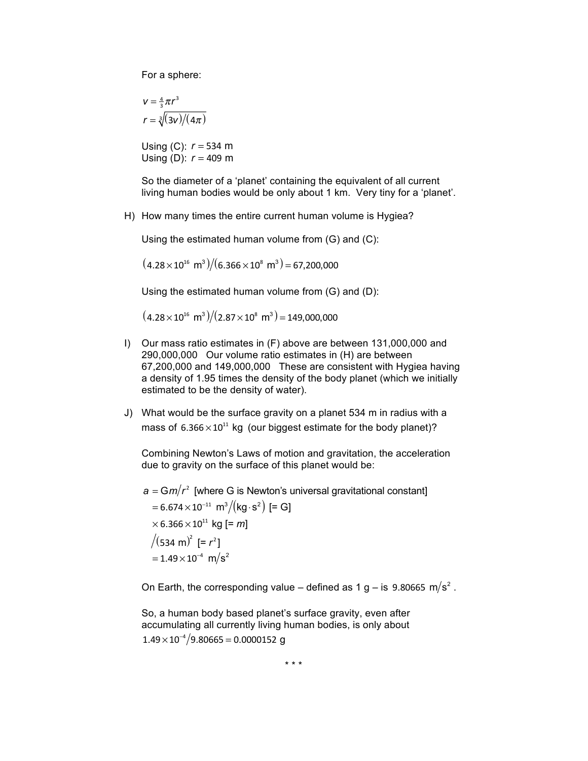For a sphere:

$$v = \tfrac{4}{3}\pi r^3$$
$$r = \sqrt[3]{(3v)/(4\pi)}$$

Using (C): $r = 534$ m
Using (D): $r = 409$ m

So the diameter of a 'planet' containing the equivalent of all current living human bodies would be only about 1 km. Very tiny for a 'planet'.

H) How many times the entire current human volume is Hygiea?

Using the estimated human volume from (G) and (C):

$$(4.28\times10^{16}\ \text{m}^3)/(6.366\times10^{8}\ \text{m}^3) = 67{,}200{,}000$$

Using the estimated human volume from (G) and (D):

$$(4.28\times10^{16}\ \text{m}^3)/(2.87\times10^{8}\ \text{m}^3) = 149{,}000{,}000$$

I) Our mass ratio estimates in (F) above are between 131,000,000 and 290,000,000 Our volume ratio estimates in (H) are between 67,200,000 and 149,000,000 These are consistent with Hygiea having a density of 1.95 times the density of the body planet (which we initially estimated to be the density of water).

J) What would be the surface gravity on a planet 534 m in radius with a mass of $6.366\times10^{11}$ kg (our biggest estimate for the body planet)?

Combining Newton's Laws of motion and gravitation, the acceleration due to gravity on the surface of this planet would be:

$$a = \text{G}m/r^2 \text{ [where G is Newton's universal gravitational constant]}$$
$$= 6.674\times10^{-11}\ \text{m}^3/(\text{kg}\cdot\text{s}^2)\ [=\text{G}]$$
$$\times\, 6.366\times10^{11}\ \text{kg}\ [=m]$$
$$/(534\ \text{m})^2\ [=r^2]$$
$$= 1.49\times10^{-4}\ \text{m/s}^2$$

On Earth, the corresponding value – defined as 1 g – is $9.80665\ \text{m/s}^2$.

So, a human body based planet's surface gravity, even after accumulating all currently living human bodies, is only about $1.49\times10^{-4}/9.80665 = 0.0000152$ g

\* \* \*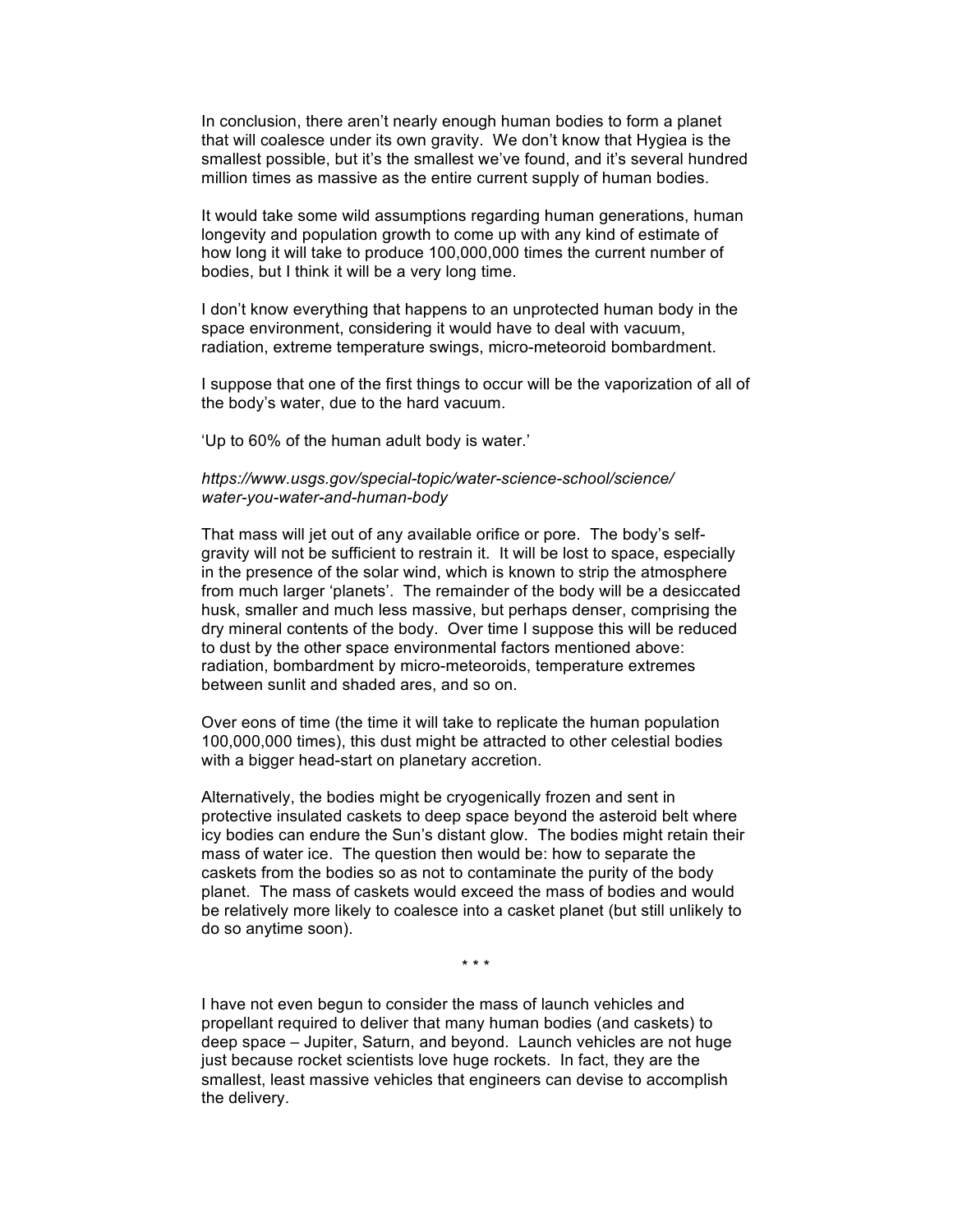In conclusion, there aren't nearly enough human bodies to form a planet that will coalesce under its own gravity. We don't know that Hygiea is the smallest possible, but it's the smallest we've found, and it's several hundred million times as massive as the entire current supply of human bodies.

It would take some wild assumptions regarding human generations, human longevity and population growth to come up with any kind of estimate of how long it will take to produce 100,000,000 times the current number of bodies, but I think it will be a very long time.

I don't know everything that happens to an unprotected human body in the space environment, considering it would have to deal with vacuum, radiation, extreme temperature swings, micro-meteoroid bombardment.

I suppose that one of the first things to occur will be the vaporization of all of the body's water, due to the hard vacuum.

'Up to 60% of the human adult body is water.'

*https://www.usgs.gov/special-topic/water-science-school/science/water-you-water-and-human-body*

That mass will jet out of any available orifice or pore. The body's self-gravity will not be sufficient to restrain it. It will be lost to space, especially in the presence of the solar wind, which is known to strip the atmosphere from much larger 'planets'. The remainder of the body will be a desiccated husk, smaller and much less massive, but perhaps denser, comprising the dry mineral contents of the body. Over time I suppose this will be reduced to dust by the other space environmental factors mentioned above: radiation, bombardment by micro-meteoroids, temperature extremes between sunlit and shaded ares, and so on.

Over eons of time (the time it will take to replicate the human population 100,000,000 times), this dust might be attracted to other celestial bodies with a bigger head-start on planetary accretion.

Alternatively, the bodies might be cryogenically frozen and sent in protective insulated caskets to deep space beyond the asteroid belt where icy bodies can endure the Sun's distant glow. The bodies might retain their mass of water ice. The question then would be: how to separate the caskets from the bodies so as not to contaminate the purity of the body planet. The mass of caskets would exceed the mass of bodies and would be relatively more likely to coalesce into a casket planet (but still unlikely to do so anytime soon).

\* \* \*

I have not even begun to consider the mass of launch vehicles and propellant required to deliver that many human bodies (and caskets) to deep space – Jupiter, Saturn, and beyond. Launch vehicles are not huge just because rocket scientists love huge rockets. In fact, they are the smallest, least massive vehicles that engineers can devise to accomplish the delivery.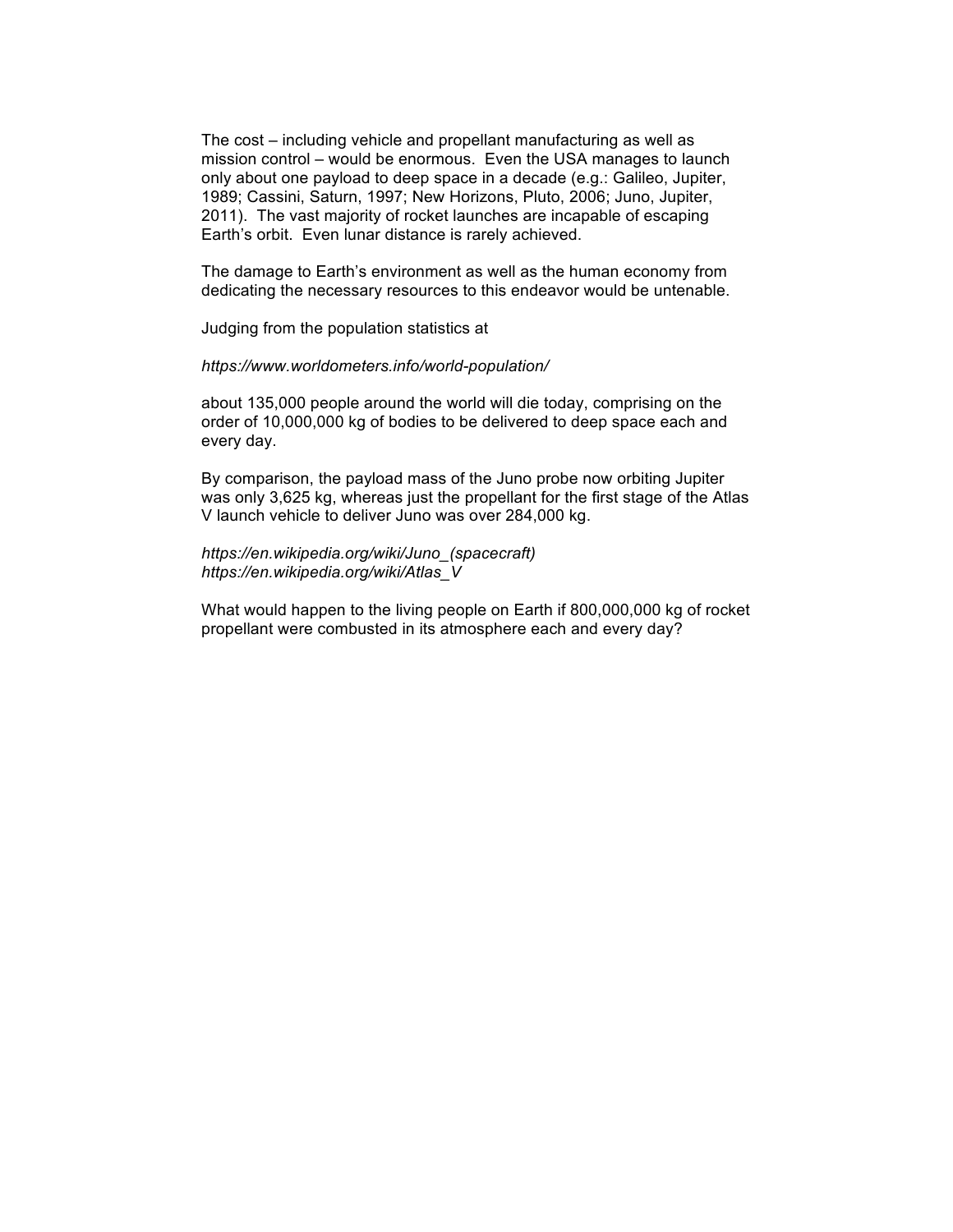The cost – including vehicle and propellant manufacturing as well as mission control – would be enormous. Even the USA manages to launch only about one payload to deep space in a decade (e.g.: Galileo, Jupiter, 1989; Cassini, Saturn, 1997; New Horizons, Pluto, 2006; Juno, Jupiter, 2011). The vast majority of rocket launches are incapable of escaping Earth's orbit. Even lunar distance is rarely achieved.

The damage to Earth's environment as well as the human economy from dedicating the necessary resources to this endeavor would be untenable.

Judging from the population statistics at

*https://www.worldometers.info/world-population/*

about 135,000 people around the world will die today, comprising on the order of 10,000,000 kg of bodies to be delivered to deep space each and every day.

By comparison, the payload mass of the Juno probe now orbiting Jupiter was only 3,625 kg, whereas just the propellant for the first stage of the Atlas V launch vehicle to deliver Juno was over 284,000 kg.

*https://en.wikipedia.org/wiki/Juno_(spacecraft)*
*https://en.wikipedia.org/wiki/Atlas_V*

What would happen to the living people on Earth if 800,000,000 kg of rocket propellant were combusted in its atmosphere each and every day?